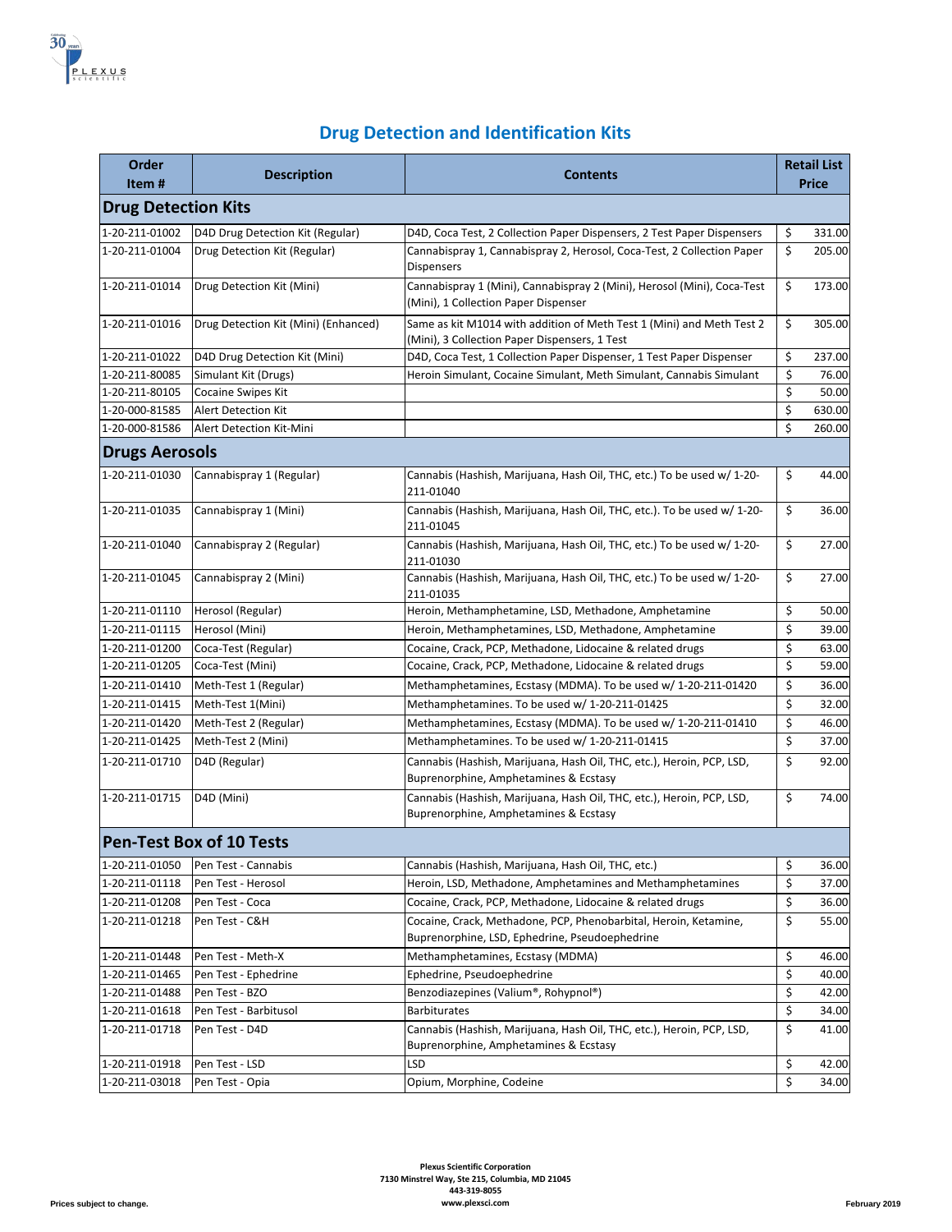# Drug Detection and Identification Kits

| Order Item # | Description | Contents | Retail List Price |
|---|---|---|---|
| **Drug Detection Kits** | | | |
| 1-20-211-01002 | D4D Drug Detection Kit (Regular) | D4D, Coca Test, 2 Collection Paper Dispensers, 2 Test Paper Dispensers | $ 331.00 |
| 1-20-211-01004 | Drug Detection Kit (Regular) | Cannabispray 1, Cannabispray 2, Herosol, Coca-Test, 2 Collection Paper Dispensers | $ 205.00 |
| 1-20-211-01014 | Drug Detection Kit (Mini) | Cannabispray 1 (Mini), Cannabispray 2 (Mini), Herosol (Mini), Coca-Test (Mini), 1 Collection Paper Dispenser | $ 173.00 |
| 1-20-211-01016 | Drug Detection Kit (Mini) (Enhanced) | Same as kit M1014 with addition of Meth Test 1 (Mini) and Meth Test 2 (Mini), 3 Collection Paper Dispensers, 1 Test | $ 305.00 |
| 1-20-211-01022 | D4D Drug Detection Kit (Mini) | D4D, Coca Test, 1 Collection Paper Dispenser, 1 Test Paper Dispenser | $ 237.00 |
| 1-20-211-80085 | Simulant Kit (Drugs) | Heroin Simulant, Cocaine Simulant, Meth Simulant, Cannabis Simulant | $ 76.00 |
| 1-20-211-80105 | Cocaine Swipes Kit | | $ 50.00 |
| 1-20-000-81585 | Alert Detection Kit | | $ 630.00 |
| 1-20-000-81586 | Alert Detection Kit-Mini | | $ 260.00 |
| **Drugs Aerosols** | | | |
| 1-20-211-01030 | Cannabispray 1 (Regular) | Cannabis (Hashish, Marijuana, Hash Oil, THC, etc.) To be used w/ 1-20-211-01040 | $ 44.00 |
| 1-20-211-01035 | Cannabispray 1 (Mini) | Cannabis (Hashish, Marijuana, Hash Oil, THC, etc.). To be used w/ 1-20-211-01045 | $ 36.00 |
| 1-20-211-01040 | Cannabispray 2 (Regular) | Cannabis (Hashish, Marijuana, Hash Oil, THC, etc.) To be used w/ 1-20-211-01030 | $ 27.00 |
| 1-20-211-01045 | Cannabispray 2 (Mini) | Cannabis (Hashish, Marijuana, Hash Oil, THC, etc.) To be used w/ 1-20-211-01035 | $ 27.00 |
| 1-20-211-01110 | Herosol (Regular) | Heroin, Methamphetamine, LSD, Methadone, Amphetamine | $ 50.00 |
| 1-20-211-01115 | Herosol (Mini) | Heroin, Methamphetamines, LSD, Methadone, Amphetamine | $ 39.00 |
| 1-20-211-01200 | Coca-Test (Regular) | Cocaine, Crack, PCP, Methadone, Lidocaine & related drugs | $ 63.00 |
| 1-20-211-01205 | Coca-Test (Mini) | Cocaine, Crack, PCP, Methadone, Lidocaine & related drugs | $ 59.00 |
| 1-20-211-01410 | Meth-Test 1 (Regular) | Methamphetamines, Ecstasy (MDMA). To be used w/ 1-20-211-01420 | $ 36.00 |
| 1-20-211-01415 | Meth-Test 1(Mini) | Methamphetamines. To be used w/ 1-20-211-01425 | $ 32.00 |
| 1-20-211-01420 | Meth-Test 2 (Regular) | Methamphetamines, Ecstasy (MDMA). To be used w/ 1-20-211-01410 | $ 46.00 |
| 1-20-211-01425 | Meth-Test 2 (Mini) | Methamphetamines. To be used w/ 1-20-211-01415 | $ 37.00 |
| 1-20-211-01710 | D4D (Regular) | Cannabis (Hashish, Marijuana, Hash Oil, THC, etc.), Heroin, PCP, LSD, Buprenorphine, Amphetamines & Ecstasy | $ 92.00 |
| 1-20-211-01715 | D4D (Mini) | Cannabis (Hashish, Marijuana, Hash Oil, THC, etc.), Heroin, PCP, LSD, Buprenorphine, Amphetamines & Ecstasy | $ 74.00 |
| **Pen-Test Box of 10 Tests** | | | |
| 1-20-211-01050 | Pen Test - Cannabis | Cannabis (Hashish, Marijuana, Hash Oil, THC, etc.) | $ 36.00 |
| 1-20-211-01118 | Pen Test - Herosol | Heroin, LSD, Methadone, Amphetamines and Methamphetamines | $ 37.00 |
| 1-20-211-01208 | Pen Test - Coca | Cocaine, Crack, PCP, Methadone, Lidocaine & related drugs | $ 36.00 |
| 1-20-211-01218 | Pen Test - C&H | Cocaine, Crack, Methadone, PCP, Phenobarbital, Heroin, Ketamine, Buprenorphine, LSD, Ephedrine, Pseudoephedrine | $ 55.00 |
| 1-20-211-01448 | Pen Test - Meth-X | Methamphetamines, Ecstasy (MDMA) | $ 46.00 |
| 1-20-211-01465 | Pen Test - Ephedrine | Ephedrine, Pseudoephedrine | $ 40.00 |
| 1-20-211-01488 | Pen Test - BZO | Benzodiazepines (Valium®, Rohypnol®) | $ 42.00 |
| 1-20-211-01618 | Pen Test - Barbitusol | Barbiturates | $ 34.00 |
| 1-20-211-01718 | Pen Test - D4D | Cannabis (Hashish, Marijuana, Hash Oil, THC, etc.), Heroin, PCP, LSD, Buprenorphine, Amphetamines & Ecstasy | $ 41.00 |
| 1-20-211-01918 | Pen Test - LSD | LSD | $ 42.00 |
| 1-20-211-03018 | Pen Test - Opia | Opium, Morphine, Codeine | $ 34.00 |

Prices subject to change.

**Plexus Scientific Corporation**
**7130 Minstrel Way, Ste 215, Columbia, MD 21045**
**443-319-8055**
**www.plexsci.com**

February 2019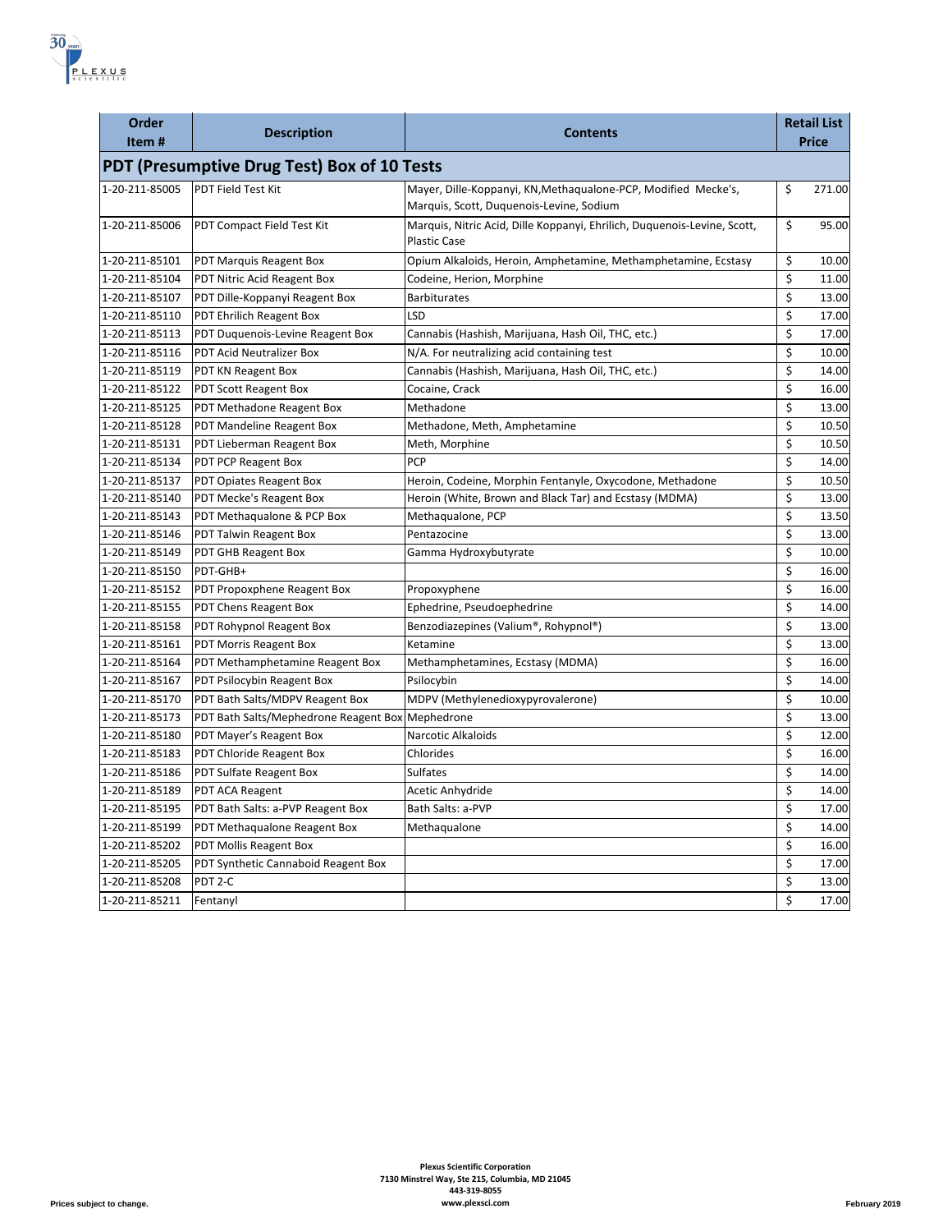| Order Item # | Description | Contents | Retail List Price |
|---|---|---|---|
| **PDT (Presumptive Drug Test) Box of 10 Tests** | | | |
| 1-20-211-85005 | PDT Field Test Kit | Mayer, Dille-Koppanyi, KN,Methaqualone-PCP, Modified Mecke's, Marquis, Scott, Duquenois-Levine, Sodium | $ 271.00 |
| 1-20-211-85006 | PDT Compact Field Test Kit | Marquis, Nitric Acid, Dille Koppanyi, Ehrilich, Duquenois-Levine, Scott, Plastic Case | $ 95.00 |
| 1-20-211-85101 | PDT Marquis Reagent Box | Opium Alkaloids, Heroin, Amphetamine, Methamphetamine, Ecstasy | $ 10.00 |
| 1-20-211-85104 | PDT Nitric Acid Reagent Box | Codeine, Herion, Morphine | $ 11.00 |
| 1-20-211-85107 | PDT Dille-Koppanyi Reagent Box | Barbiturates | $ 13.00 |
| 1-20-211-85110 | PDT Ehrilich Reagent Box | LSD | $ 17.00 |
| 1-20-211-85113 | PDT Duquenois-Levine Reagent Box | Cannabis (Hashish, Marijuana, Hash Oil, THC, etc.) | $ 17.00 |
| 1-20-211-85116 | PDT Acid Neutralizer Box | N/A. For neutralizing acid containing test | $ 10.00 |
| 1-20-211-85119 | PDT KN Reagent Box | Cannabis (Hashish, Marijuana, Hash Oil, THC, etc.) | $ 14.00 |
| 1-20-211-85122 | PDT Scott Reagent Box | Cocaine, Crack | $ 16.00 |
| 1-20-211-85125 | PDT Methadone Reagent Box | Methadone | $ 13.00 |
| 1-20-211-85128 | PDT Mandeline Reagent Box | Methadone, Meth, Amphetamine | $ 10.50 |
| 1-20-211-85131 | PDT Lieberman Reagent Box | Meth, Morphine | $ 10.50 |
| 1-20-211-85134 | PDT PCP Reagent Box | PCP | $ 14.00 |
| 1-20-211-85137 | PDT Opiates Reagent Box | Heroin, Codeine, Morphin Fentanyle, Oxycodone, Methadone | $ 10.50 |
| 1-20-211-85140 | PDT Mecke's Reagent Box | Heroin (White, Brown and Black Tar) and Ecstasy (MDMA) | $ 13.00 |
| 1-20-211-85143 | PDT Methaqualone & PCP Box | Methaqualone, PCP | $ 13.50 |
| 1-20-211-85146 | PDT Talwin Reagent Box | Pentazocine | $ 13.00 |
| 1-20-211-85149 | PDT GHB Reagent Box | Gamma Hydroxybutyrate | $ 10.00 |
| 1-20-211-85150 | PDT-GHB+ | | $ 16.00 |
| 1-20-211-85152 | PDT Propoxphene Reagent Box | Propoxyphene | $ 16.00 |
| 1-20-211-85155 | PDT Chens Reagent Box | Ephedrine, Pseudoephedrine | $ 14.00 |
| 1-20-211-85158 | PDT Rohypnol Reagent Box | Benzodiazepines (Valium®, Rohypnol®) | $ 13.00 |
| 1-20-211-85161 | PDT Morris Reagent Box | Ketamine | $ 13.00 |
| 1-20-211-85164 | PDT Methamphetamine Reagent Box | Methamphetamines, Ecstasy (MDMA) | $ 16.00 |
| 1-20-211-85167 | PDT Psilocybin Reagent Box | Psilocybin | $ 14.00 |
| 1-20-211-85170 | PDT Bath Salts/MDPV Reagent Box | MDPV (Methylenedioxypyrovalerone) | $ 10.00 |
| 1-20-211-85173 | PDT Bath Salts/Mephedrone Reagent Box | Mephedrone | $ 13.00 |
| 1-20-211-85180 | PDT Mayer's Reagent Box | Narcotic Alkaloids | $ 12.00 |
| 1-20-211-85183 | PDT Chloride Reagent Box | Chlorides | $ 16.00 |
| 1-20-211-85186 | PDT Sulfate Reagent Box | Sulfates | $ 14.00 |
| 1-20-211-85189 | PDT ACA Reagent | Acetic Anhydride | $ 14.00 |
| 1-20-211-85195 | PDT Bath Salts: a-PVP Reagent Box | Bath Salts: a-PVP | $ 17.00 |
| 1-20-211-85199 | PDT Methaqualone Reagent Box | Methaqualone | $ 14.00 |
| 1-20-211-85202 | PDT Mollis Reagent Box | | $ 16.00 |
| 1-20-211-85205 | PDT Synthetic Cannaboid Reagent Box | | $ 17.00 |
| 1-20-211-85208 | PDT 2-C | | $ 13.00 |
| 1-20-211-85211 | Fentanyl | | $ 17.00 |

Prices subject to change.

**Plexus Scientific Corporation**
**7130 Minstrel Way, Ste 215, Columbia, MD 21045**
**443-319-8055**
**www.plexsci.com**

**February 2019**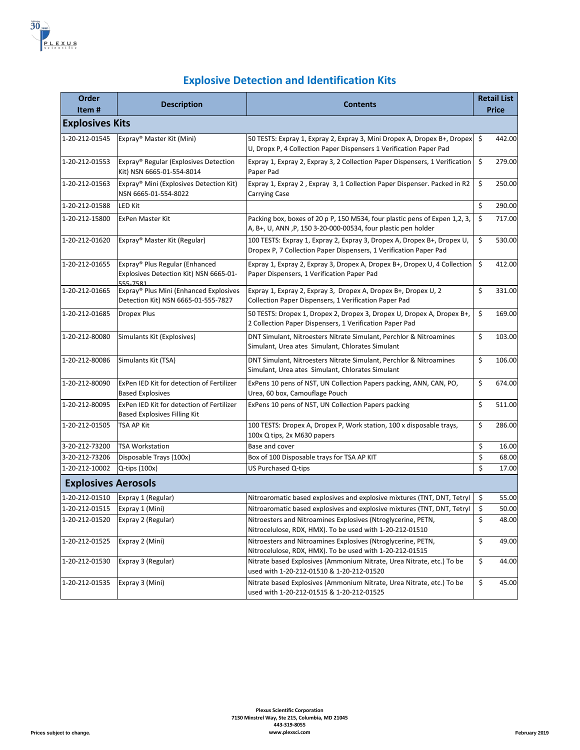# Explosive Detection and Identification Kits

| Order Item # | Description | Contents | Retail List Price |
|---|---|---|---|
| **Explosives Kits** | | | |
| 1-20-212-01545 | Expray® Master Kit (Mini) | 50 TESTS: Expray 1, Expray 2, Expray 3, Mini Dropex A, Dropex B+, Dropex U, Dropx P, 4 Collection Paper Dispensers 1 Verification Paper Pad | $ 442.00 |
| 1-20-212-01553 | Expray® Regular (Explosives Detection Kit) NSN 6665-01-554-8014 | Expray 1, Expray 2, Expray 3, 2 Collection Paper Dispensers, 1 Verification Paper Pad | $ 279.00 |
| 1-20-212-01563 | Expray® Mini (Explosives Detection Kit) NSN 6665-01-554-8022 | Expray 1, Expray 2 , Expray 3, 1 Collection Paper Dispenser. Packed in R2 Carrying Case | $ 250.00 |
| 1-20-212-01588 | LED Kit | | $ 290.00 |
| 1-20-212-15800 | ExPen Master Kit | Packing box, boxes of 20 p P, 150 M534, four plastic pens of Expen 1,2, 3, A, B+, U, ANN ,P, 150 3-20-000-00534, four plastic pen holder | $ 717.00 |
| 1-20-212-01620 | Expray® Master Kit (Regular) | 100 TESTS: Expray 1, Expray 2, Expray 3, Dropex A, Dropex B+, Dropex U, Dropex P, 7 Collection Paper Dispensers, 1 Verification Paper Pad | $ 530.00 |
| 1-20-212-01655 | Expray® Plus Regular (Enhanced Explosives Detection Kit) NSN 6665-01-555-7581 | Expray 1, Expray 2, Expray 3, Dropex A, Dropex B+, Dropex U, 4 Collection Paper Dispensers, 1 Verification Paper Pad | $ 412.00 |
| 1-20-212-01665 | Expray® Plus Mini (Enhanced Explosives Detection Kit) NSN 6665-01-555-7827 | Expray 1, Expray 2, Expray 3, Dropex A, Dropex B+, Dropex U, 2 Collection Paper Dispensers, 1 Verification Paper Pad | $ 331.00 |
| 1-20-212-01685 | Dropex Plus | 50 TESTS: Dropex 1, Dropex 2, Dropex 3, Dropex U, Dropex A, Dropex B+, 2 Collection Paper Dispensers, 1 Verification Paper Pad | $ 169.00 |
| 1-20-212-80080 | Simulants Kit (Explosives) | DNT Simulant, Nitroesters Nitrate Simulant, Perchlor & Nitroamines Simulant, Urea ates Simulant, Chlorates Simulant | $ 103.00 |
| 1-20-212-80086 | Simulants Kit (TSA) | DNT Simulant, Nitroesters Nitrate Simulant, Perchlor & Nitroamines Simulant, Urea ates Simulant, Chlorates Simulant | $ 106.00 |
| 1-20-212-80090 | ExPen IED Kit for detection of Fertilizer Based Explosives | ExPens 10 pens of NST, UN Collection Papers packing, ANN, CAN, PO, Urea, 60 box, Camouflage Pouch | $ 674.00 |
| 1-20-212-80095 | ExPen IED Kit for detection of Fertilizer Based Explosives Filling Kit | ExPens 10 pens of NST, UN Collection Papers packing | $ 511.00 |
| 1-20-212-01505 | TSA AP Kit | 100 TESTS: Dropex A, Dropex P, Work station, 100 x disposable trays, 100x Q tips, 2x M630 papers | $ 286.00 |
| 3-20-212-73200 | TSA Workstation | Base and cover | $ 16.00 |
| 3-20-212-73206 | Disposable Trays (100x) | Box of 100 Disposable trays for TSA AP KIT | $ 68.00 |
| 1-20-212-10002 | Q-tips (100x) | US Purchased Q-tips | $ 17.00 |
| **Explosives Aerosols** | | | |
| 1-20-212-01510 | Expray 1 (Regular) | Nitroaromatic based explosives and explosive mixtures (TNT, DNT, Tetryl | $ 55.00 |
| 1-20-212-01515 | Expray 1 (Mini) | Nitroaromatic based explosives and explosive mixtures (TNT, DNT, Tetryl | $ 50.00 |
| 1-20-212-01520 | Expray 2 (Regular) | Nitroesters and Nitroamines Explosives (Ntroglycerine, PETN, Nitrocelulose, RDX, HMX). To be used with 1-20-212-01510 | $ 48.00 |
| 1-20-212-01525 | Expray 2 (Mini) | Nitroesters and Nitroamines Explosives (Ntroglycerine, PETN, Nitrocelulose, RDX, HMX). To be used with 1-20-212-01515 | $ 49.00 |
| 1-20-212-01530 | Expray 3 (Regular) | Nitrate based Explosives (Ammonium Nitrate, Urea Nitrate, etc.) To be used with 1-20-212-01510 & 1-20-212-01520 | $ 44.00 |
| 1-20-212-01535 | Expray 3 (Mini) | Nitrate based Explosives (Ammonium Nitrate, Urea Nitrate, etc.) To be used with 1-20-212-01515 & 1-20-212-01525 | $ 45.00 |

Prices subject to change.

**Plexus Scientific Corporation**
**7130 Minstrel Way, Ste 215, Columbia, MD 21045**
**443-319-8055**
**www.plexsci.com**

**February 2019**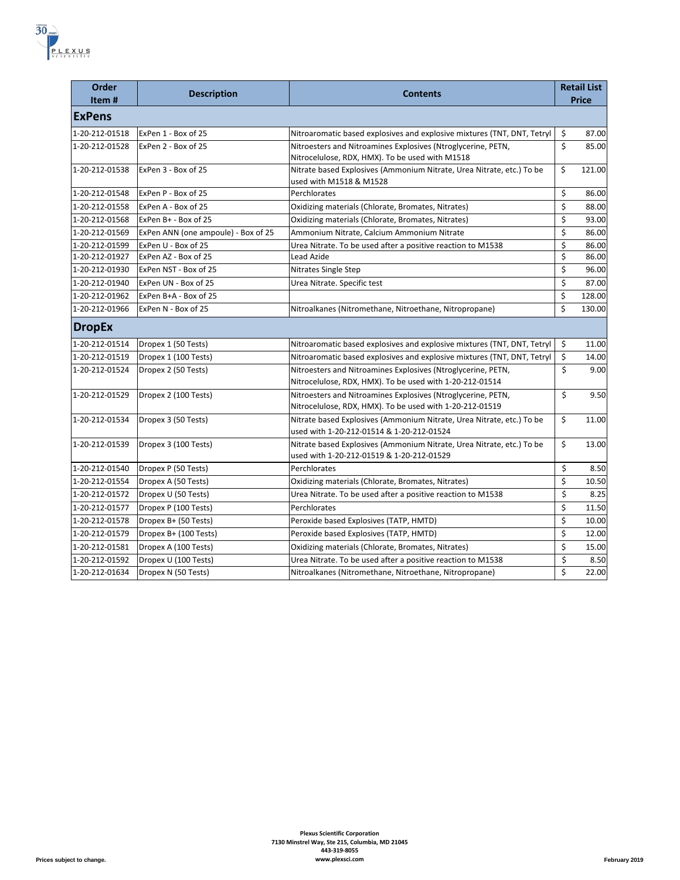| Order Item # | Description | Contents | Retail List Price |
|---|---|---|---|
| **ExPens** | | | |
| 1-20-212-01518 | ExPen 1 - Box of 25 | Nitroaromatic based explosives and explosive mixtures (TNT, DNT, Tetryl | $ 87.00 |
| 1-20-212-01528 | ExPen 2 - Box of 25 | Nitroesters and Nitroamines Explosives (Ntroglycerine, PETN, Nitrocelulose, RDX, HMX). To be used with M1518 | $ 85.00 |
| 1-20-212-01538 | ExPen 3 - Box of 25 | Nitrate based Explosives (Ammonium Nitrate, Urea Nitrate, etc.) To be used with M1518 & M1528 | $ 121.00 |
| 1-20-212-01548 | ExPen P - Box of 25 | Perchlorates | $ 86.00 |
| 1-20-212-01558 | ExPen A - Box of 25 | Oxidizing materials (Chlorate, Bromates, Nitrates) | $ 88.00 |
| 1-20-212-01568 | ExPen B+ - Box of 25 | Oxidizing materials (Chlorate, Bromates, Nitrates) | $ 93.00 |
| 1-20-212-01569 | ExPen ANN (one ampoule) - Box of 25 | Ammonium Nitrate, Calcium Ammonium Nitrate | $ 86.00 |
| 1-20-212-01599 | ExPen U - Box of 25 | Urea Nitrate. To be used after a positive reaction to M1538 | $ 86.00 |
| 1-20-212-01927 | ExPen AZ - Box of 25 | Lead Azide | $ 86.00 |
| 1-20-212-01930 | ExPen NST - Box of 25 | Nitrates Single Step | $ 96.00 |
| 1-20-212-01940 | ExPen UN - Box of 25 | Urea Nitrate. Specific test | $ 87.00 |
| 1-20-212-01962 | ExPen B+A - Box of 25 | | $ 128.00 |
| 1-20-212-01966 | ExPen N - Box of 25 | Nitroalkanes (Nitromethane, Nitroethane, Nitropropane) | $ 130.00 |
| **DropEx** | | | |
| 1-20-212-01514 | Dropex 1 (50 Tests) | Nitroaromatic based explosives and explosive mixtures (TNT, DNT, Tetryl | $ 11.00 |
| 1-20-212-01519 | Dropex 1 (100 Tests) | Nitroaromatic based explosives and explosive mixtures (TNT, DNT, Tetryl | $ 14.00 |
| 1-20-212-01524 | Dropex 2 (50 Tests) | Nitroesters and Nitroamines Explosives (Ntroglycerine, PETN, Nitrocelulose, RDX, HMX). To be used with 1-20-212-01514 | $ 9.00 |
| 1-20-212-01529 | Dropex 2 (100 Tests) | Nitroesters and Nitroamines Explosives (Ntroglycerine, PETN, Nitrocelulose, RDX, HMX). To be used with 1-20-212-01519 | $ 9.50 |
| 1-20-212-01534 | Dropex 3 (50 Tests) | Nitrate based Explosives (Ammonium Nitrate, Urea Nitrate, etc.) To be used with 1-20-212-01514 & 1-20-212-01524 | $ 11.00 |
| 1-20-212-01539 | Dropex 3 (100 Tests) | Nitrate based Explosives (Ammonium Nitrate, Urea Nitrate, etc.) To be used with 1-20-212-01519 & 1-20-212-01529 | $ 13.00 |
| 1-20-212-01540 | Dropex P (50 Tests) | Perchlorates | $ 8.50 |
| 1-20-212-01554 | Dropex A (50 Tests) | Oxidizing materials (Chlorate, Bromates, Nitrates) | $ 10.50 |
| 1-20-212-01572 | Dropex U (50 Tests) | Urea Nitrate. To be used after a positive reaction to M1538 | $ 8.25 |
| 1-20-212-01577 | Dropex P (100 Tests) | Perchlorates | $ 11.50 |
| 1-20-212-01578 | Dropex B+ (50 Tests) | Peroxide based Explosives (TATP, HMTD) | $ 10.00 |
| 1-20-212-01579 | Dropex B+ (100 Tests) | Peroxide based Explosives (TATP, HMTD) | $ 12.00 |
| 1-20-212-01581 | Dropex A (100 Tests) | Oxidizing materials (Chlorate, Bromates, Nitrates) | $ 15.00 |
| 1-20-212-01592 | Dropex U (100 Tests) | Urea Nitrate. To be used after a positive reaction to M1538 | $ 8.50 |
| 1-20-212-01634 | Dropex N (50 Tests) | Nitroalkanes (Nitromethane, Nitroethane, Nitropropane) | $ 22.00 |

Prices subject to change.

**Plexus Scientific Corporation**
**7130 Minstrel Way, Ste 215, Columbia, MD 21045**
**443-319-8055**
**www.plexsci.com**

**February 2019**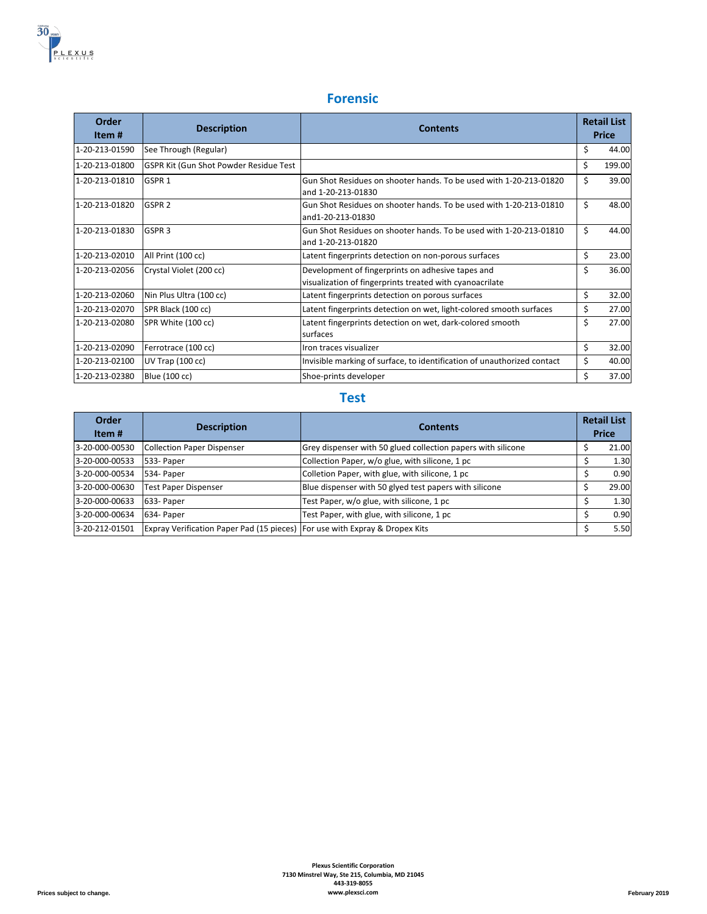## Forensic

| Order Item # | Description | Contents | Retail List Price |
|---|---|---|---|
| 1-20-213-01590 | See Through (Regular) | | $ 44.00 |
| 1-20-213-01800 | GSPR Kit (Gun Shot Powder Residue Test | | $ 199.00 |
| 1-20-213-01810 | GSPR 1 | Gun Shot Residues on shooter hands. To be used with 1-20-213-01820 and 1-20-213-01830 | $ 39.00 |
| 1-20-213-01820 | GSPR 2 | Gun Shot Residues on shooter hands. To be used with 1-20-213-01810 and1-20-213-01830 | $ 48.00 |
| 1-20-213-01830 | GSPR 3 | Gun Shot Residues on shooter hands. To be used with 1-20-213-01810 and 1-20-213-01820 | $ 44.00 |
| 1-20-213-02010 | All Print (100 cc) | Latent fingerprints detection on non-porous surfaces | $ 23.00 |
| 1-20-213-02056 | Crystal Violet (200 cc) | Development of fingerprints on adhesive tapes and visualization of fingerprints treated with cyanoacrilate | $ 36.00 |
| 1-20-213-02060 | Nin Plus Ultra (100 cc) | Latent fingerprints detection on porous surfaces | $ 32.00 |
| 1-20-213-02070 | SPR Black (100 cc) | Latent fingerprints detection on wet, light-colored smooth surfaces | $ 27.00 |
| 1-20-213-02080 | SPR White (100 cc) | Latent fingerprints detection on wet, dark-colored smooth surfaces | $ 27.00 |
| 1-20-213-02090 | Ferrotrace (100 cc) | Iron traces visualizer | $ 32.00 |
| 1-20-213-02100 | UV Trap (100 cc) | Invisible marking of surface, to identification of unauthorized contact | $ 40.00 |
| 1-20-213-02380 | Blue (100 cc) | Shoe-prints developer | $ 37.00 |

## Test

| Order Item # | Description | Contents | Retail List Price |
|---|---|---|---|
| 3-20-000-00530 | Collection Paper Dispenser | Grey dispenser with 50 glued collection papers with silicone | $ 21.00 |
| 3-20-000-00533 | 533- Paper | Collection Paper, w/o glue, with silicone, 1 pc | $ 1.30 |
| 3-20-000-00534 | 534- Paper | Colletion Paper, with glue, with silicone, 1 pc | $ 0.90 |
| 3-20-000-00630 | Test Paper Dispenser | Blue dispenser with 50 glyed test papers with silicone | $ 29.00 |
| 3-20-000-00633 | 633- Paper | Test Paper, w/o glue, with silicone, 1 pc | $ 1.30 |
| 3-20-000-00634 | 634- Paper | Test Paper, with glue, with silicone, 1 pc | $ 0.90 |
| 3-20-212-01501 | Expray Verification Paper Pad (15 pieces) | For use with Expray & Dropex Kits | $ 5.50 |

Prices subject to change.

**Plexus Scientific Corporation**
**7130 Minstrel Way, Ste 215, Columbia, MD 21045**
**443-319-8055**
**www.plexsci.com**

**February 2019**